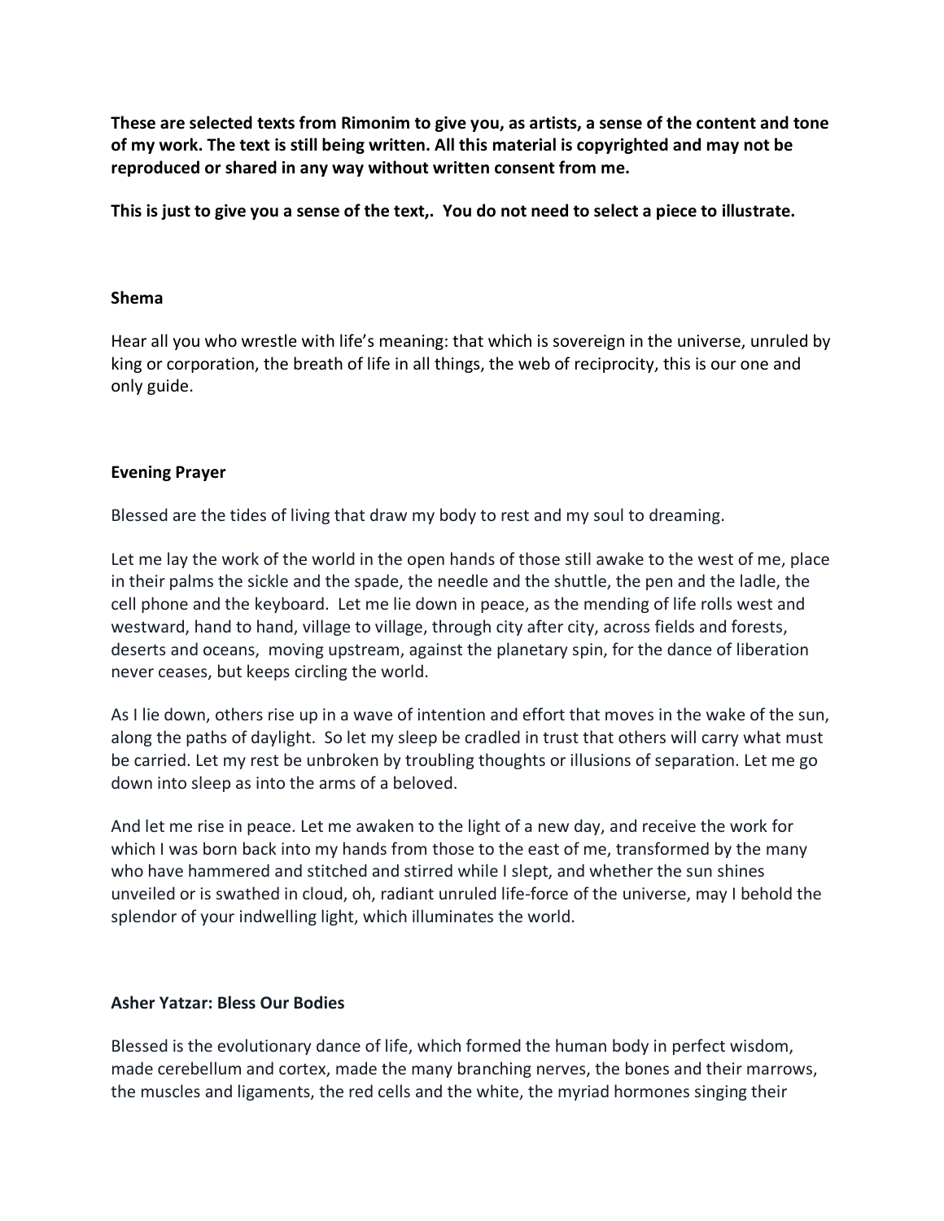**These are selected texts from Rimonim to give you, as artists, a sense of the content and tone of my work. The text is still being written. All this material is copyrighted and may not be reproduced or shared in any way without written consent from me.**

**This is just to give you a sense of the text,. You do not need to select a piece to illustrate.**

**Shema**

Hear all you who wrestle with life's meaning: that which is sovereign in the universe, unruled by king or corporation, the breath of life in all things, the web of reciprocity, this is our one and only guide.

**Evening Prayer**

Blessed are the tides of living that draw my body to rest and my soul to dreaming.

Let me lay the work of the world in the open hands of those still awake to the west of me, place in their palms the sickle and the spade, the needle and the shuttle, the pen and the ladle, the cell phone and the keyboard. Let me lie down in peace, as the mending of life rolls west and westward, hand to hand, village to village, through city after city, across fields and forests, deserts and oceans, moving upstream, against the planetary spin, for the dance of liberation never ceases, but keeps circling the world.

As I lie down, others rise up in a wave of intention and effort that moves in the wake of the sun, along the paths of daylight. So let my sleep be cradled in trust that others will carry what must be carried. Let my rest be unbroken by troubling thoughts or illusions of separation. Let me go down into sleep as into the arms of a beloved.

And let me rise in peace. Let me awaken to the light of a new day, and receive the work for which I was born back into my hands from those to the east of me, transformed by the many who have hammered and stitched and stirred while I slept, and whether the sun shines unveiled or is swathed in cloud, oh, radiant unruled life-force of the universe, may I behold the splendor of your indwelling light, which illuminates the world.

**Asher Yatzar: Bless Our Bodies**

Blessed is the evolutionary dance of life, which formed the human body in perfect wisdom, made cerebellum and cortex, made the many branching nerves, the bones and their marrows, the muscles and ligaments, the red cells and the white, the myriad hormones singing their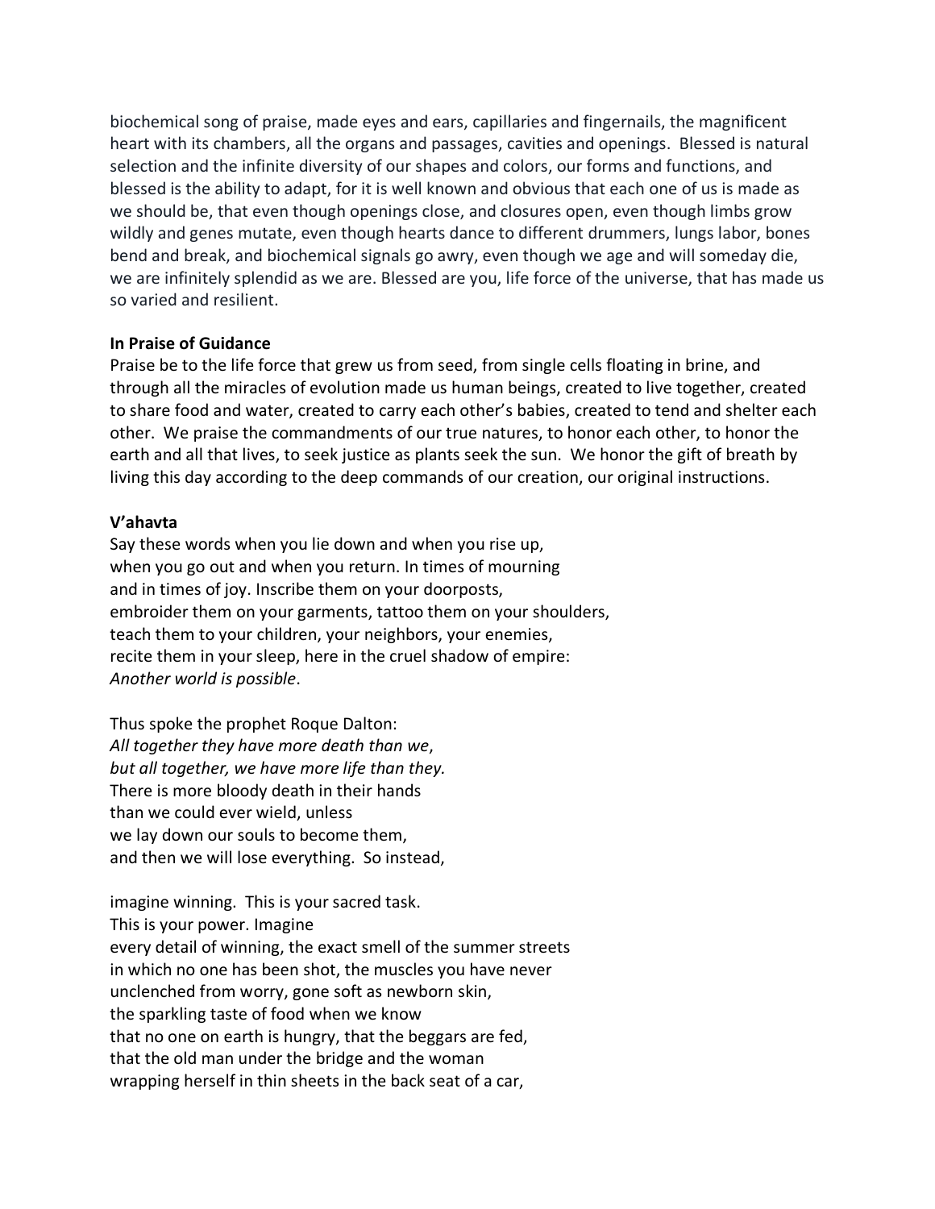biochemical song of praise, made eyes and ears, capillaries and fingernails, the magnificent heart with its chambers, all the organs and passages, cavities and openings. Blessed is natural selection and the infinite diversity of our shapes and colors, our forms and functions, and blessed is the ability to adapt, for it is well known and obvious that each one of us is made as we should be, that even though openings close, and closures open, even though limbs grow wildly and genes mutate, even though hearts dance to different drummers, lungs labor, bones bend and break, and biochemical signals go awry, even though we age and will someday die, we are infinitely splendid as we are. Blessed are you, life force of the universe, that has made us so varied and resilient.

**In Praise of Guidance**

Praise be to the life force that grew us from seed, from single cells floating in brine, and through all the miracles of evolution made us human beings, created to live together, created to share food and water, created to carry each other's babies, created to tend and shelter each other. We praise the commandments of our true natures, to honor each other, to honor the earth and all that lives, to seek justice as plants seek the sun. We honor the gift of breath by living this day according to the deep commands of our creation, our original instructions.

**V'ahavta**

Say these words when you lie down and when you rise up,
when you go out and when you return. In times of mourning
and in times of joy. Inscribe them on your doorposts,
embroider them on your garments, tattoo them on your shoulders,
teach them to your children, your neighbors, your enemies,
recite them in your sleep, here in the cruel shadow of empire:
*Another world is possible*.

Thus spoke the prophet Roque Dalton:
*All together they have more death than we*,
*but all together, we have more life than they.*
There is more bloody death in their hands
than we could ever wield, unless
we lay down our souls to become them,
and then we will lose everything. So instead,

imagine winning. This is your sacred task.
This is your power. Imagine
every detail of winning, the exact smell of the summer streets
in which no one has been shot, the muscles you have never
unclenched from worry, gone soft as newborn skin,
the sparkling taste of food when we know
that no one on earth is hungry, that the beggars are fed,
that the old man under the bridge and the woman
wrapping herself in thin sheets in the back seat of a car,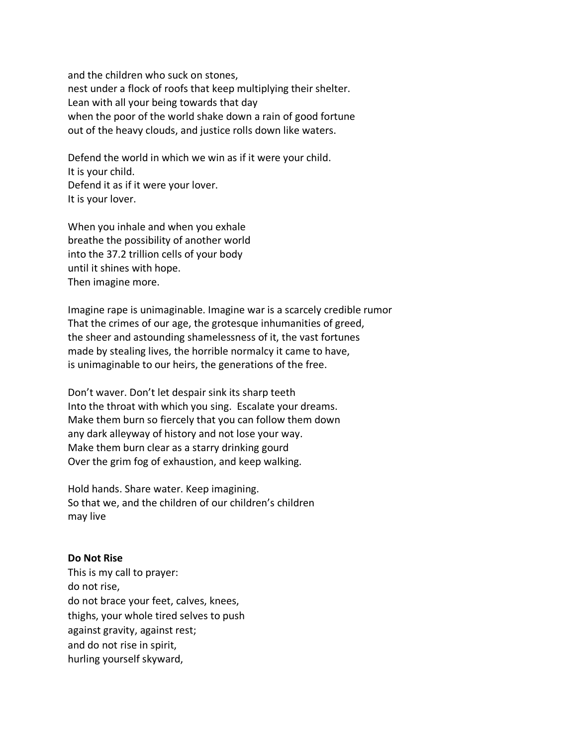and the children who suck on stones,  
nest under a flock of roofs that keep multiplying their shelter.  
Lean with all your being towards that day  
when the poor of the world shake down a rain of good fortune  
out of the heavy clouds, and justice rolls down like waters.

Defend the world in which we win as if it were your child.  
It is your child.  
Defend it as if it were your lover.  
It is your lover.

When you inhale and when you exhale  
breathe the possibility of another world  
into the 37.2 trillion cells of your body  
until it shines with hope.  
Then imagine more.

Imagine rape is unimaginable. Imagine war is a scarcely credible rumor  
That the crimes of our age, the grotesque inhumanities of greed,  
the sheer and astounding shamelessness of it, the vast fortunes  
made by stealing lives, the horrible normalcy it came to have,  
is unimaginable to our heirs, the generations of the free.

Don't waver. Don't let despair sink its sharp teeth  
Into the throat with which you sing.  Escalate your dreams.  
Make them burn so fiercely that you can follow them down  
any dark alleyway of history and not lose your way.  
Make them burn clear as a starry drinking gourd  
Over the grim fog of exhaustion, and keep walking.

Hold hands. Share water. Keep imagining.  
So that we, and the children of our children's children  
may live

**Do Not Rise**  
This is my call to prayer:  
do not rise,  
do not brace your feet, calves, knees,  
thighs, your whole tired selves to push  
against gravity, against rest;  
and do not rise in spirit,  
hurling yourself skyward,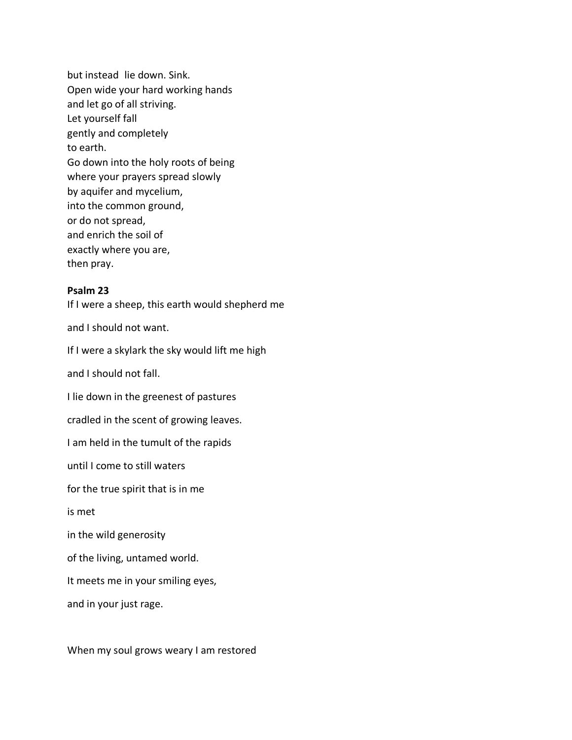but instead lie down. Sink.  
Open wide your hard working hands  
and let go of all striving.  
Let yourself fall  
gently and completely  
to earth.  
Go down into the holy roots of being  
where your prayers spread slowly  
by aquifer and mycelium,  
into the common ground,  
or do not spread,  
and enrich the soil of  
exactly where you are,  
then pray.

**Psalm 23**

If I were a sheep, this earth would shepherd me

and I should not want.

If I were a skylark the sky would lift me high

and I should not fall.

I lie down in the greenest of pastures

cradled in the scent of growing leaves.

I am held in the tumult of the rapids

until I come to still waters

for the true spirit that is in me

is met

in the wild generosity

of the living, untamed world.

It meets me in your smiling eyes,

and in your just rage.

When my soul grows weary I am restored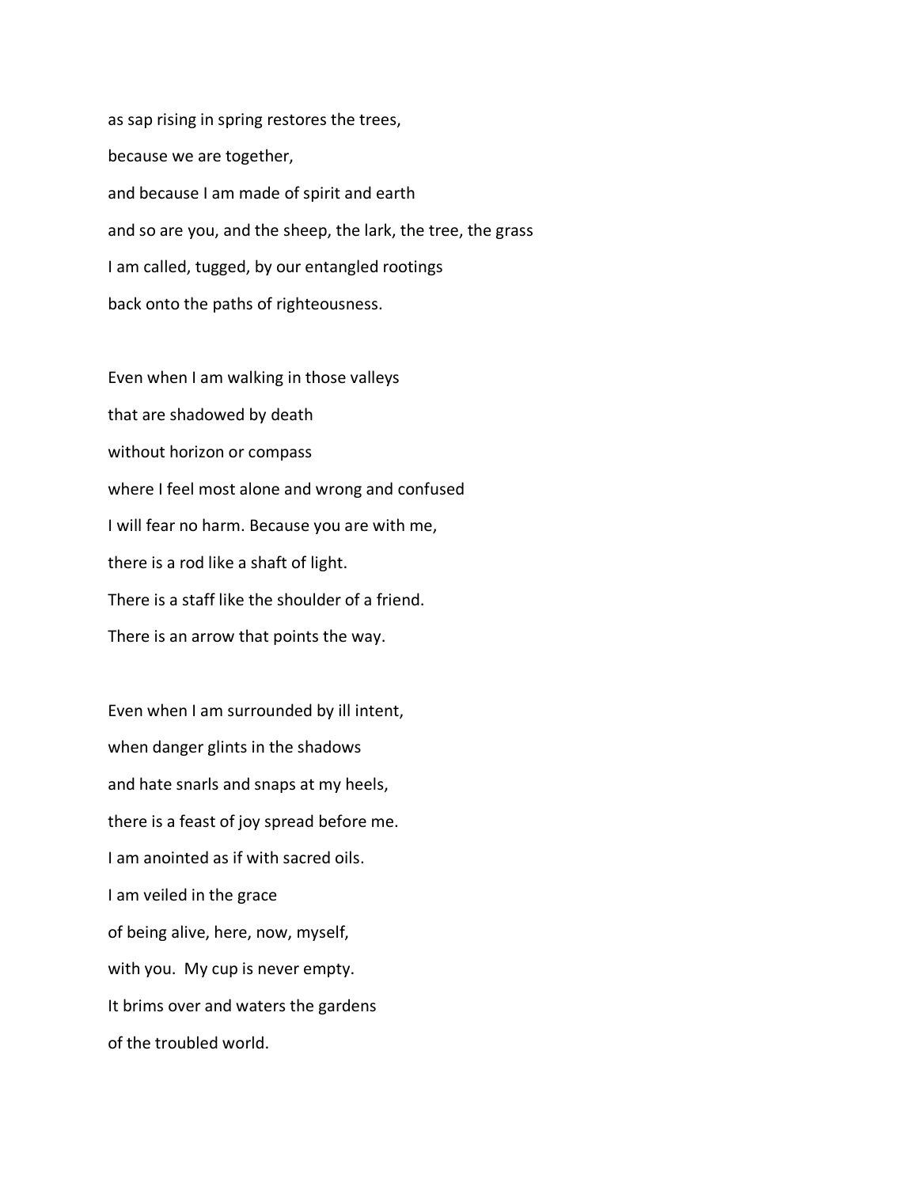as sap rising in spring restores the trees,
because we are together,
and because I am made of spirit and earth
and so are you, and the sheep, the lark, the tree, the grass
I am called, tugged, by our entangled rootings
back onto the paths of righteousness.

Even when I am walking in those valleys
that are shadowed by death
without horizon or compass
where I feel most alone and wrong and confused
I will fear no harm. Because you are with me,
there is a rod like a shaft of light.
There is a staff like the shoulder of a friend.
There is an arrow that points the way.

Even when I am surrounded by ill intent,
when danger glints in the shadows
and hate snarls and snaps at my heels,
there is a feast of joy spread before me.
I am anointed as if with sacred oils.
I am veiled in the grace
of being alive, here, now, myself,
with you. My cup is never empty.
It brims over and waters the gardens
of the troubled world.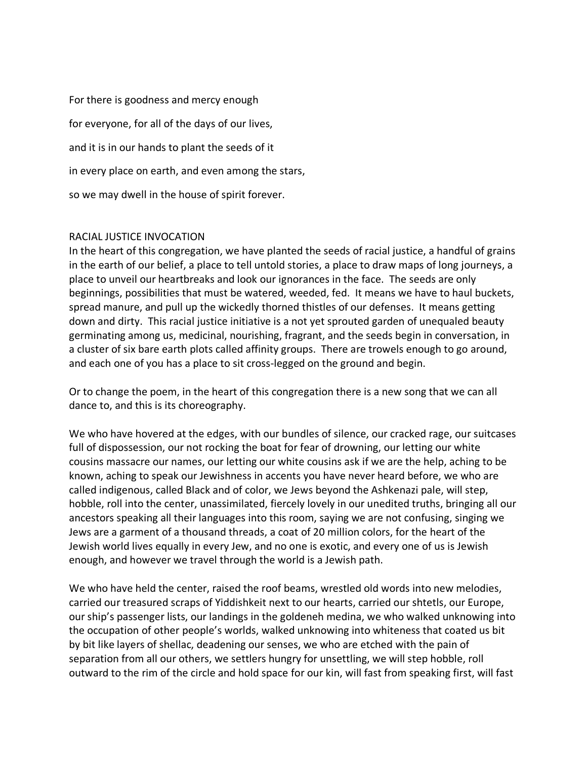For there is goodness and mercy enough

for everyone, for all of the days of our lives,

and it is in our hands to plant the seeds of it

in every place on earth, and even among the stars,

so we may dwell in the house of spirit forever.

## RACIAL JUSTICE INVOCATION

In the heart of this congregation, we have planted the seeds of racial justice, a handful of grains in the earth of our belief, a place to tell untold stories, a place to draw maps of long journeys, a place to unveil our heartbreaks and look our ignorances in the face. The seeds are only beginnings, possibilities that must be watered, weeded, fed. It means we have to haul buckets, spread manure, and pull up the wickedly thorned thistles of our defenses. It means getting down and dirty. This racial justice initiative is a not yet sprouted garden of unequaled beauty germinating among us, medicinal, nourishing, fragrant, and the seeds begin in conversation, in a cluster of six bare earth plots called affinity groups. There are trowels enough to go around, and each one of you has a place to sit cross-legged on the ground and begin.

Or to change the poem, in the heart of this congregation there is a new song that we can all dance to, and this is its choreography.

We who have hovered at the edges, with our bundles of silence, our cracked rage, our suitcases full of dispossession, our not rocking the boat for fear of drowning, our letting our white cousins massacre our names, our letting our white cousins ask if we are the help, aching to be known, aching to speak our Jewishness in accents you have never heard before, we who are called indigenous, called Black and of color, we Jews beyond the Ashkenazi pale, will step, hobble, roll into the center, unassimilated, fiercely lovely in our unedited truths, bringing all our ancestors speaking all their languages into this room, saying we are not confusing, singing we Jews are a garment of a thousand threads, a coat of 20 million colors, for the heart of the Jewish world lives equally in every Jew, and no one is exotic, and every one of us is Jewish enough, and however we travel through the world is a Jewish path.

We who have held the center, raised the roof beams, wrestled old words into new melodies, carried our treasured scraps of Yiddishkeit next to our hearts, carried our shtetls, our Europe, our ship's passenger lists, our landings in the goldeneh medina, we who walked unknowing into the occupation of other people's worlds, walked unknowing into whiteness that coated us bit by bit like layers of shellac, deadening our senses, we who are etched with the pain of separation from all our others, we settlers hungry for unsettling, we will step hobble, roll outward to the rim of the circle and hold space for our kin, will fast from speaking first, will fast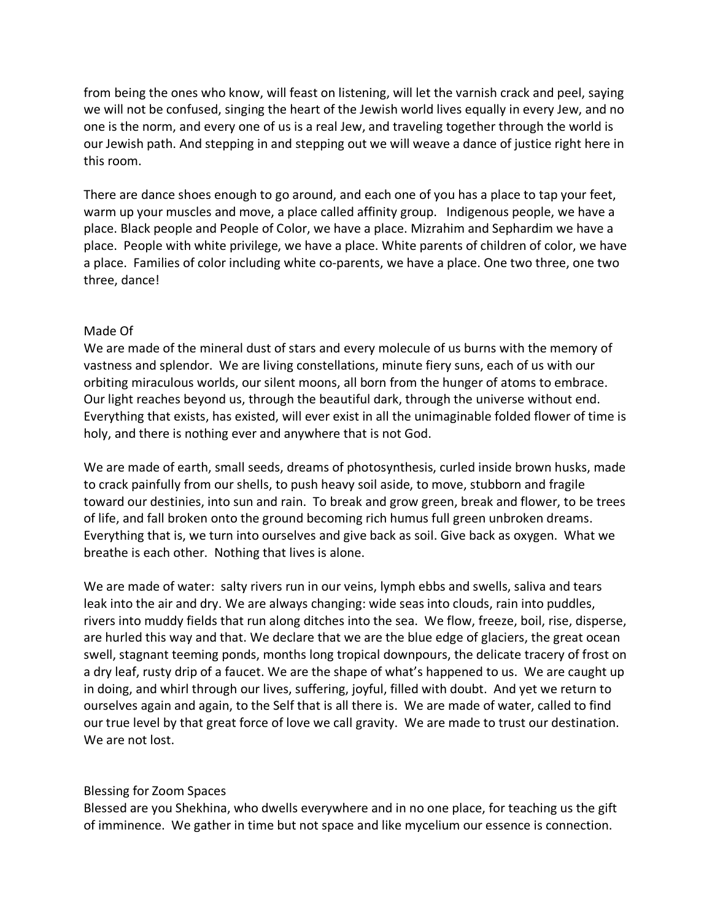from being the ones who know, will feast on listening, will let the varnish crack and peel, saying we will not be confused, singing the heart of the Jewish world lives equally in every Jew, and no one is the norm, and every one of us is a real Jew, and traveling together through the world is our Jewish path. And stepping in and stepping out we will weave a dance of justice right here in this room.

There are dance shoes enough to go around, and each one of you has a place to tap your feet, warm up your muscles and move, a place called affinity group. Indigenous people, we have a place. Black people and People of Color, we have a place. Mizrahim and Sephardim we have a place. People with white privilege, we have a place. White parents of children of color, we have a place. Families of color including white co-parents, we have a place. One two three, one two three, dance!

## Made Of

We are made of the mineral dust of stars and every molecule of us burns with the memory of vastness and splendor. We are living constellations, minute fiery suns, each of us with our orbiting miraculous worlds, our silent moons, all born from the hunger of atoms to embrace. Our light reaches beyond us, through the beautiful dark, through the universe without end. Everything that exists, has existed, will ever exist in all the unimaginable folded flower of time is holy, and there is nothing ever and anywhere that is not God.

We are made of earth, small seeds, dreams of photosynthesis, curled inside brown husks, made to crack painfully from our shells, to push heavy soil aside, to move, stubborn and fragile toward our destinies, into sun and rain. To break and grow green, break and flower, to be trees of life, and fall broken onto the ground becoming rich humus full green unbroken dreams. Everything that is, we turn into ourselves and give back as soil. Give back as oxygen. What we breathe is each other. Nothing that lives is alone.

We are made of water: salty rivers run in our veins, lymph ebbs and swells, saliva and tears leak into the air and dry. We are always changing: wide seas into clouds, rain into puddles, rivers into muddy fields that run along ditches into the sea. We flow, freeze, boil, rise, disperse, are hurled this way and that. We declare that we are the blue edge of glaciers, the great ocean swell, stagnant teeming ponds, months long tropical downpours, the delicate tracery of frost on a dry leaf, rusty drip of a faucet. We are the shape of what's happened to us. We are caught up in doing, and whirl through our lives, suffering, joyful, filled with doubt. And yet we return to ourselves again and again, to the Self that is all there is. We are made of water, called to find our true level by that great force of love we call gravity. We are made to trust our destination. We are not lost.

## Blessing for Zoom Spaces

Blessed are you Shekhina, who dwells everywhere and in no one place, for teaching us the gift of imminence. We gather in time but not space and like mycelium our essence is connection.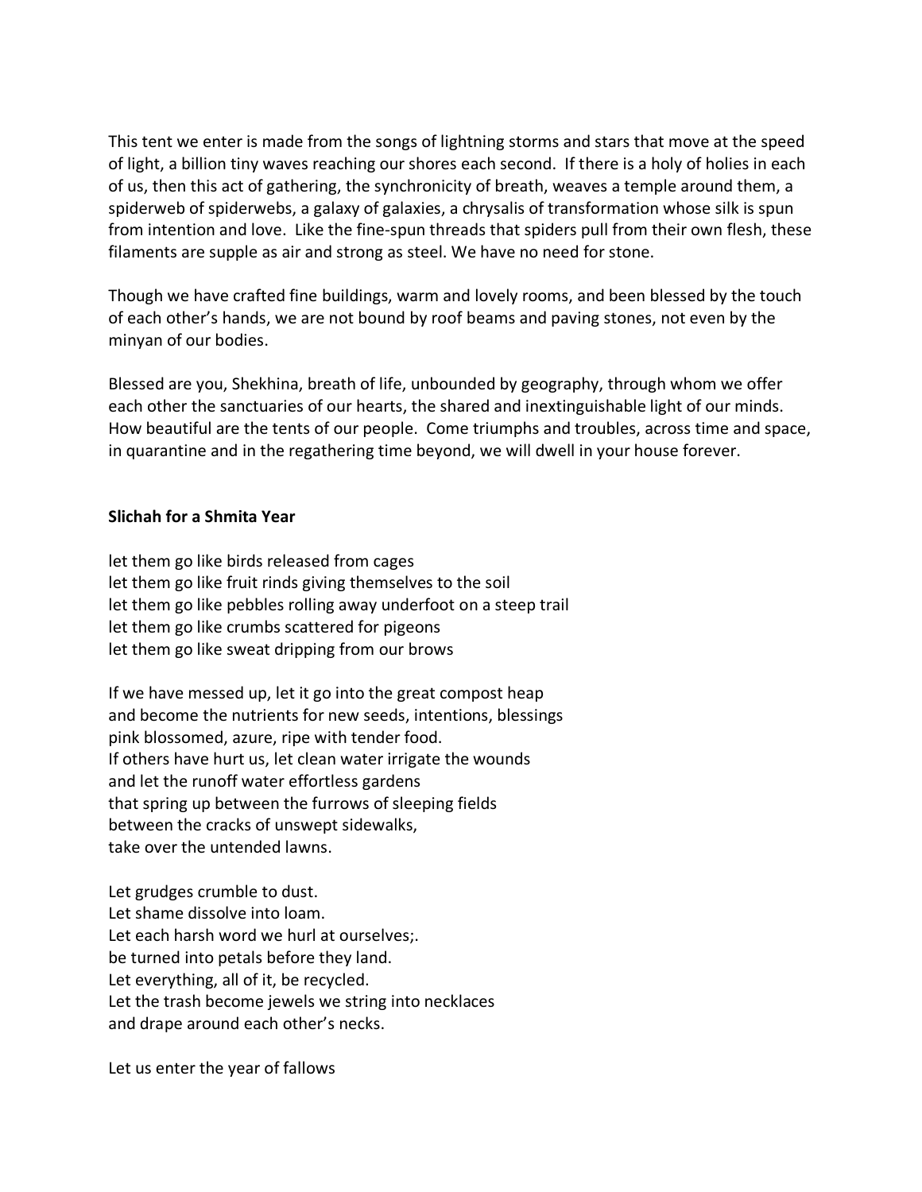This tent we enter is made from the songs of lightning storms and stars that move at the speed of light, a billion tiny waves reaching our shores each second. If there is a holy of holies in each of us, then this act of gathering, the synchronicity of breath, weaves a temple around them, a spiderweb of spiderwebs, a galaxy of galaxies, a chrysalis of transformation whose silk is spun from intention and love. Like the fine-spun threads that spiders pull from their own flesh, these filaments are supple as air and strong as steel. We have no need for stone.

Though we have crafted fine buildings, warm and lovely rooms, and been blessed by the touch of each other's hands, we are not bound by roof beams and paving stones, not even by the minyan of our bodies.

Blessed are you, Shekhina, breath of life, unbounded by geography, through whom we offer each other the sanctuaries of our hearts, the shared and inextinguishable light of our minds. How beautiful are the tents of our people. Come triumphs and troubles, across time and space, in quarantine and in the regathering time beyond, we will dwell in your house forever.

**Slichah for a Shmita Year**

let them go like birds released from cages
let them go like fruit rinds giving themselves to the soil
let them go like pebbles rolling away underfoot on a steep trail
let them go like crumbs scattered for pigeons
let them go like sweat dripping from our brows

If we have messed up, let it go into the great compost heap
and become the nutrients for new seeds, intentions, blessings
pink blossomed, azure, ripe with tender food.
If others have hurt us, let clean water irrigate the wounds
and let the runoff water effortless gardens
that spring up between the furrows of sleeping fields
between the cracks of unswept sidewalks,
take over the untended lawns.

Let grudges crumble to dust.
Let shame dissolve into loam.
Let each harsh word we hurl at ourselves;.
be turned into petals before they land.
Let everything, all of it, be recycled.
Let the trash become jewels we string into necklaces
and drape around each other's necks.

Let us enter the year of fallows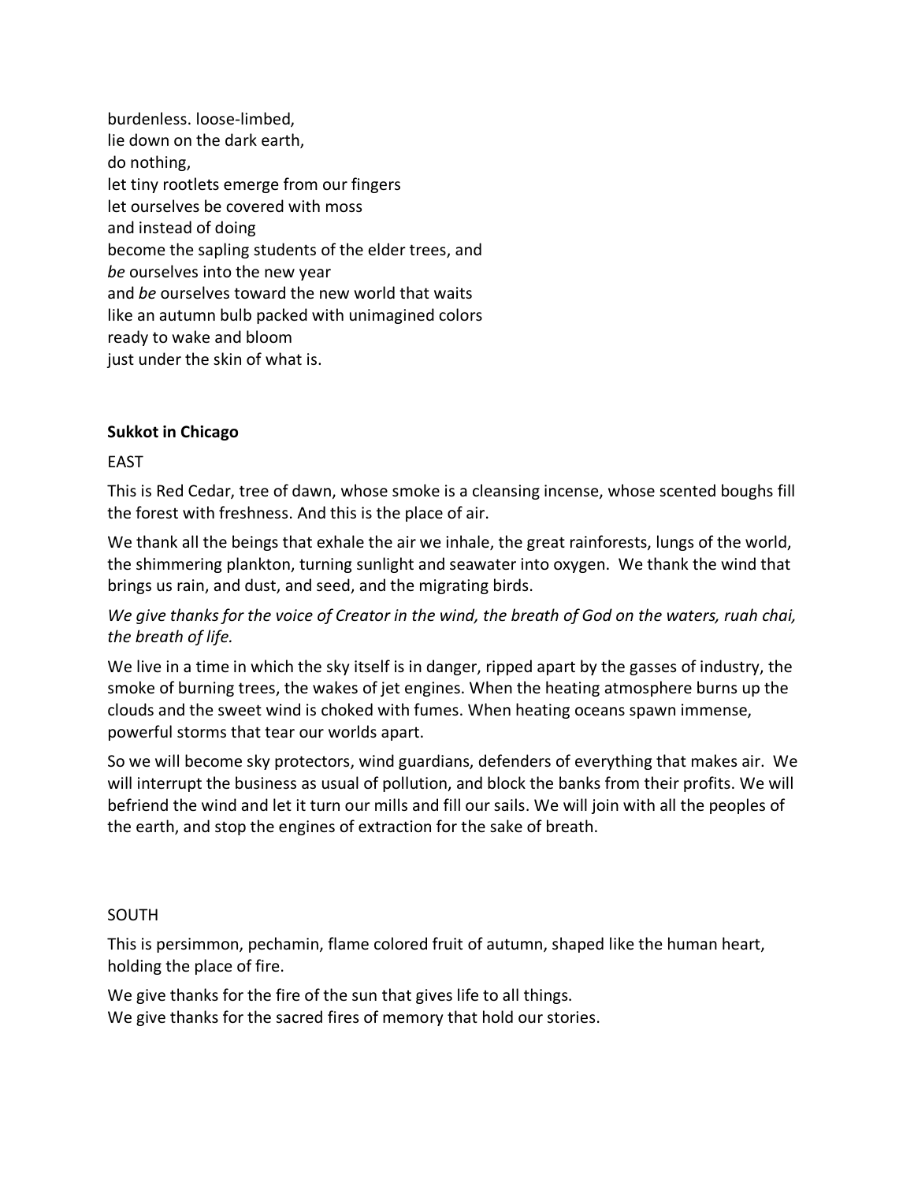burdenless. loose-limbed,  
lie down on the dark earth,  
do nothing,  
let tiny rootlets emerge from our fingers  
let ourselves be covered with moss  
and instead of doing  
become the sapling students of the elder trees, and  
*be* ourselves into the new year  
and *be* ourselves toward the new world that waits  
like an autumn bulb packed with unimagined colors  
ready to wake and bloom  
just under the skin of what is.

**Sukkot in Chicago**

EAST

This is Red Cedar, tree of dawn, whose smoke is a cleansing incense, whose scented boughs fill the forest with freshness. And this is the place of air.

We thank all the beings that exhale the air we inhale, the great rainforests, lungs of the world, the shimmering plankton, turning sunlight and seawater into oxygen. We thank the wind that brings us rain, and dust, and seed, and the migrating birds.

*We give thanks for the voice of Creator in the wind, the breath of God on the waters, ruah chai, the breath of life.*

We live in a time in which the sky itself is in danger, ripped apart by the gasses of industry, the smoke of burning trees, the wakes of jet engines. When the heating atmosphere burns up the clouds and the sweet wind is choked with fumes. When heating oceans spawn immense, powerful storms that tear our worlds apart.

So we will become sky protectors, wind guardians, defenders of everything that makes air. We will interrupt the business as usual of pollution, and block the banks from their profits. We will befriend the wind and let it turn our mills and fill our sails. We will join with all the peoples of the earth, and stop the engines of extraction for the sake of breath.

SOUTH

This is persimmon, pechamin, flame colored fruit of autumn, shaped like the human heart, holding the place of fire.

We give thanks for the fire of the sun that gives life to all things.  
We give thanks for the sacred fires of memory that hold our stories.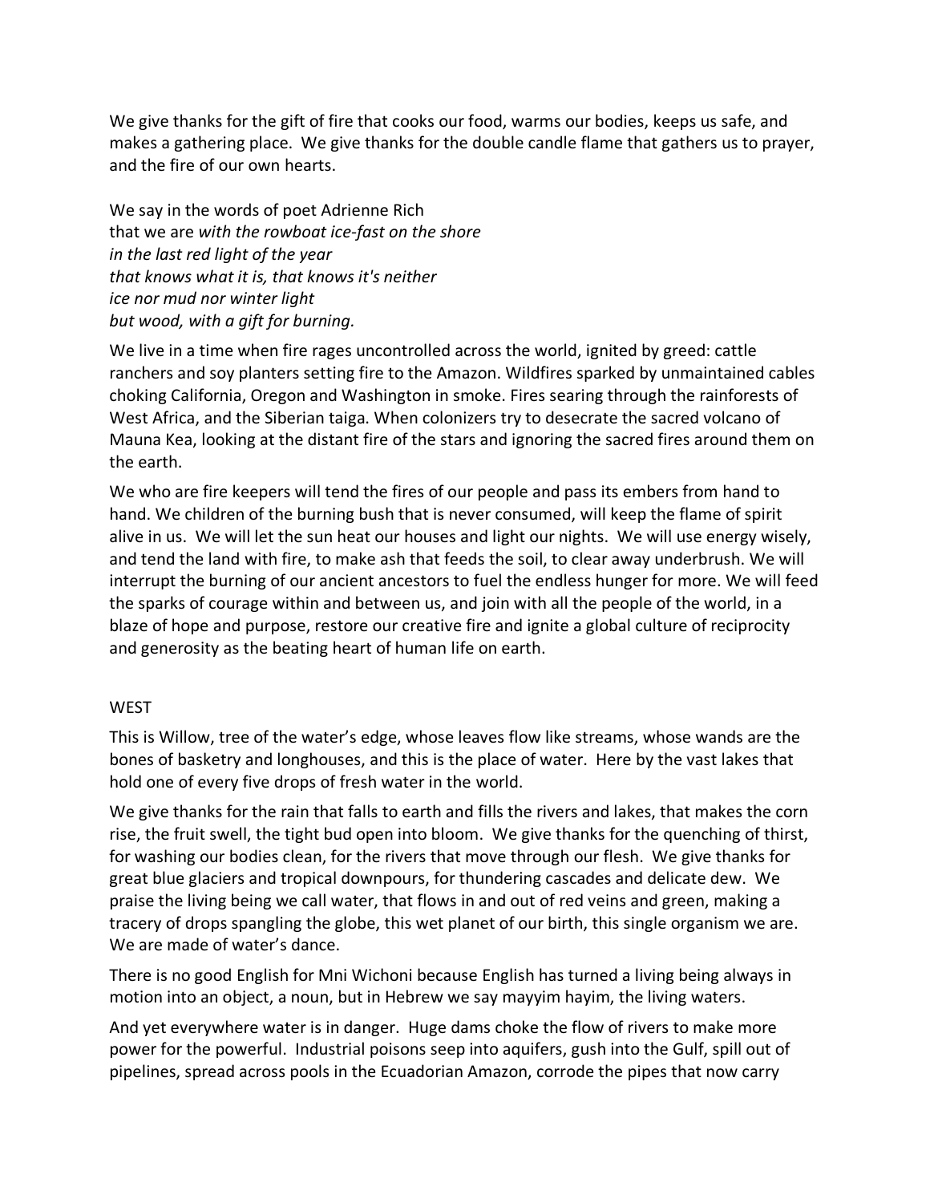We give thanks for the gift of fire that cooks our food, warms our bodies, keeps us safe, and makes a gathering place. We give thanks for the double candle flame that gathers us to prayer, and the fire of our own hearts.

We say in the words of poet Adrienne Rich
that we are *with the rowboat ice-fast on the shore*
*in the last red light of the year*
*that knows what it is, that knows it's neither*
*ice nor mud nor winter light*
*but wood, with a gift for burning.*

We live in a time when fire rages uncontrolled across the world, ignited by greed: cattle ranchers and soy planters setting fire to the Amazon. Wildfires sparked by unmaintained cables choking California, Oregon and Washington in smoke. Fires searing through the rainforests of West Africa, and the Siberian taiga. When colonizers try to desecrate the sacred volcano of Mauna Kea, looking at the distant fire of the stars and ignoring the sacred fires around them on the earth.

We who are fire keepers will tend the fires of our people and pass its embers from hand to hand. We children of the burning bush that is never consumed, will keep the flame of spirit alive in us. We will let the sun heat our houses and light our nights. We will use energy wisely, and tend the land with fire, to make ash that feeds the soil, to clear away underbrush. We will interrupt the burning of our ancient ancestors to fuel the endless hunger for more. We will feed the sparks of courage within and between us, and join with all the people of the world, in a blaze of hope and purpose, restore our creative fire and ignite a global culture of reciprocity and generosity as the beating heart of human life on earth.

WEST

This is Willow, tree of the water's edge, whose leaves flow like streams, whose wands are the bones of basketry and longhouses, and this is the place of water. Here by the vast lakes that hold one of every five drops of fresh water in the world.

We give thanks for the rain that falls to earth and fills the rivers and lakes, that makes the corn rise, the fruit swell, the tight bud open into bloom. We give thanks for the quenching of thirst, for washing our bodies clean, for the rivers that move through our flesh. We give thanks for great blue glaciers and tropical downpours, for thundering cascades and delicate dew. We praise the living being we call water, that flows in and out of red veins and green, making a tracery of drops spangling the globe, this wet planet of our birth, this single organism we are. We are made of water's dance.

There is no good English for Mni Wichoni because English has turned a living being always in motion into an object, a noun, but in Hebrew we say mayyim hayim, the living waters.

And yet everywhere water is in danger. Huge dams choke the flow of rivers to make more power for the powerful. Industrial poisons seep into aquifers, gush into the Gulf, spill out of pipelines, spread across pools in the Ecuadorian Amazon, corrode the pipes that now carry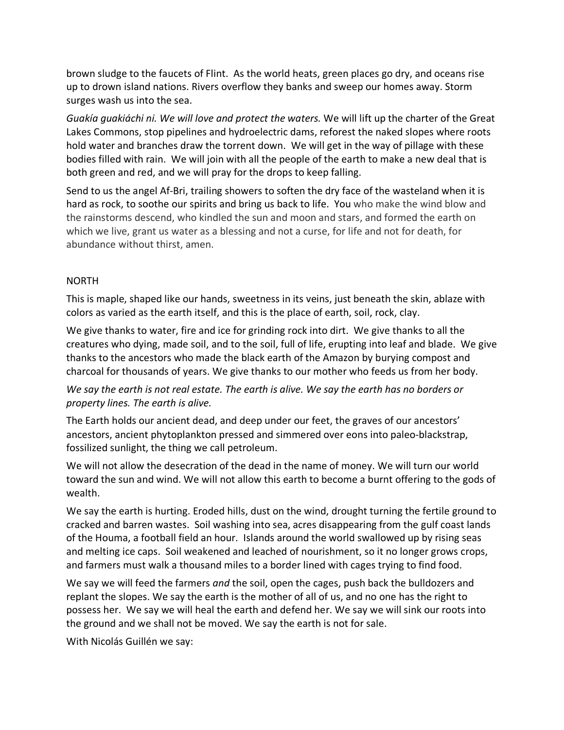brown sludge to the faucets of Flint. As the world heats, green places go dry, and oceans rise up to drown island nations. Rivers overflow they banks and sweep our homes away. Storm surges wash us into the sea.

*Guakía guakiáchi ni. We will love and protect the waters.* We will lift up the charter of the Great Lakes Commons, stop pipelines and hydroelectric dams, reforest the naked slopes where roots hold water and branches draw the torrent down. We will get in the way of pillage with these bodies filled with rain. We will join with all the people of the earth to make a new deal that is both green and red, and we will pray for the drops to keep falling.

Send to us the angel Af-Bri, trailing showers to soften the dry face of the wasteland when it is hard as rock, to soothe our spirits and bring us back to life. You who make the wind blow and the rainstorms descend, who kindled the sun and moon and stars, and formed the earth on which we live, grant us water as a blessing and not a curse, for life and not for death, for abundance without thirst, amen.

## NORTH

This is maple, shaped like our hands, sweetness in its veins, just beneath the skin, ablaze with colors as varied as the earth itself, and this is the place of earth, soil, rock, clay.

We give thanks to water, fire and ice for grinding rock into dirt. We give thanks to all the creatures who dying, made soil, and to the soil, full of life, erupting into leaf and blade. We give thanks to the ancestors who made the black earth of the Amazon by burying compost and charcoal for thousands of years. We give thanks to our mother who feeds us from her body.

*We say the earth is not real estate. The earth is alive. We say the earth has no borders or property lines. The earth is alive.*

The Earth holds our ancient dead, and deep under our feet, the graves of our ancestors' ancestors, ancient phytoplankton pressed and simmered over eons into paleo-blackstrap, fossilized sunlight, the thing we call petroleum.

We will not allow the desecration of the dead in the name of money. We will turn our world toward the sun and wind. We will not allow this earth to become a burnt offering to the gods of wealth.

We say the earth is hurting. Eroded hills, dust on the wind, drought turning the fertile ground to cracked and barren wastes. Soil washing into sea, acres disappearing from the gulf coast lands of the Houma, a football field an hour. Islands around the world swallowed up by rising seas and melting ice caps. Soil weakened and leached of nourishment, so it no longer grows crops, and farmers must walk a thousand miles to a border lined with cages trying to find food.

We say we will feed the farmers *and* the soil, open the cages, push back the bulldozers and replant the slopes. We say the earth is the mother of all of us, and no one has the right to possess her. We say we will heal the earth and defend her. We say we will sink our roots into the ground and we shall not be moved. We say the earth is not for sale.

With Nicolás Guillén we say: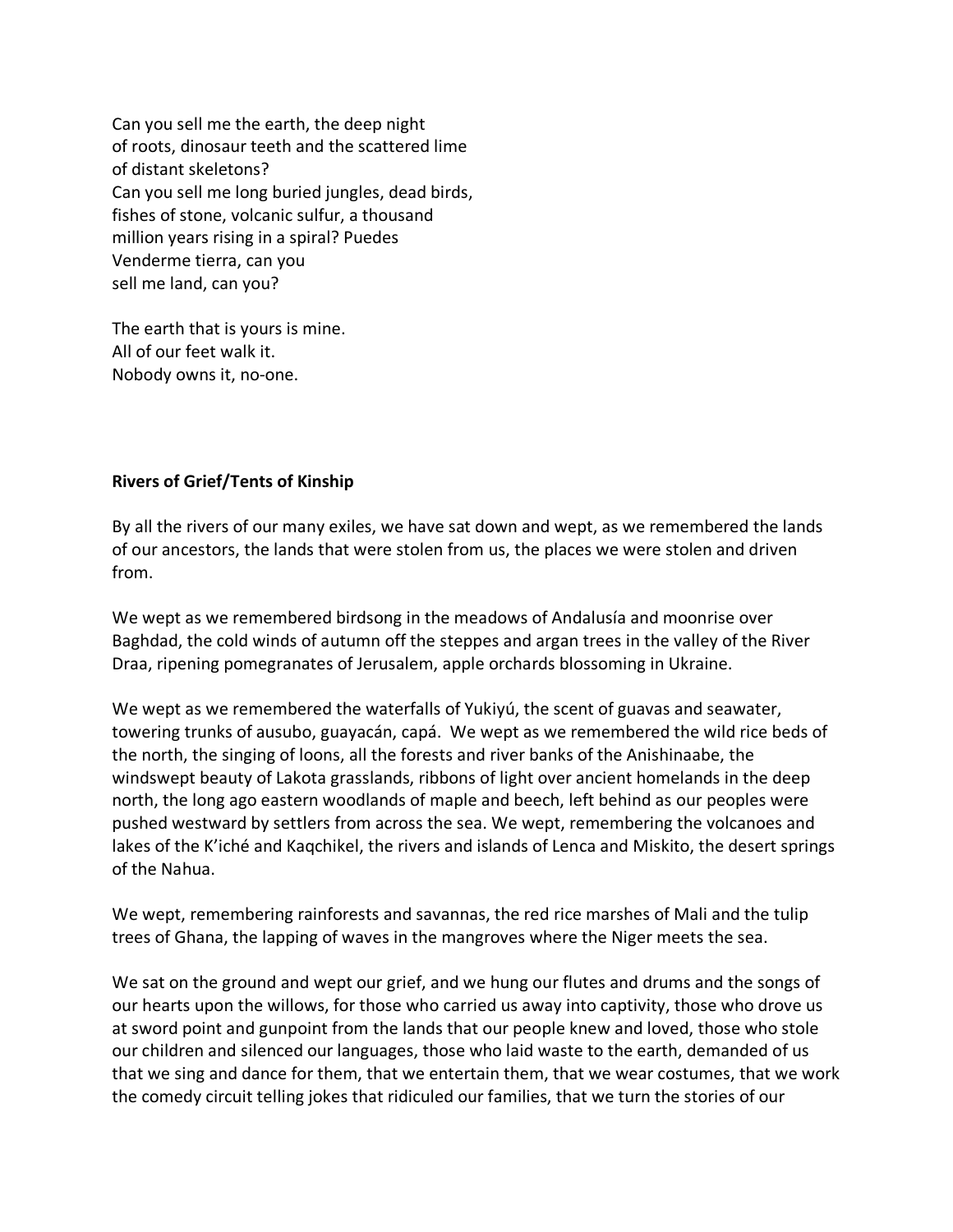Can you sell me the earth, the deep night
of roots, dinosaur teeth and the scattered lime
of distant skeletons?
Can you sell me long buried jungles, dead birds,
fishes of stone, volcanic sulfur, a thousand
million years rising in a spiral? Puedes
Venderme tierra, can you
sell me land, can you?

The earth that is yours is mine.
All of our feet walk it.
Nobody owns it, no-one.

**Rivers of Grief/Tents of Kinship**

By all the rivers of our many exiles, we have sat down and wept, as we remembered the lands of our ancestors, the lands that were stolen from us, the places we were stolen and driven from.

We wept as we remembered birdsong in the meadows of Andalusía and moonrise over Baghdad, the cold winds of autumn off the steppes and argan trees in the valley of the River Draa, ripening pomegranates of Jerusalem, apple orchards blossoming in Ukraine.

We wept as we remembered the waterfalls of Yukiyú, the scent of guavas and seawater, towering trunks of ausubo, guayacán, capá. We wept as we remembered the wild rice beds of the north, the singing of loons, all the forests and river banks of the Anishinaabe, the windswept beauty of Lakota grasslands, ribbons of light over ancient homelands in the deep north, the long ago eastern woodlands of maple and beech, left behind as our peoples were pushed westward by settlers from across the sea. We wept, remembering the volcanoes and lakes of the K'iché and Kaqchikel, the rivers and islands of Lenca and Miskito, the desert springs of the Nahua.

We wept, remembering rainforests and savannas, the red rice marshes of Mali and the tulip trees of Ghana, the lapping of waves in the mangroves where the Niger meets the sea.

We sat on the ground and wept our grief, and we hung our flutes and drums and the songs of our hearts upon the willows, for those who carried us away into captivity, those who drove us at sword point and gunpoint from the lands that our people knew and loved, those who stole our children and silenced our languages, those who laid waste to the earth, demanded of us that we sing and dance for them, that we entertain them, that we wear costumes, that we work the comedy circuit telling jokes that ridiculed our families, that we turn the stories of our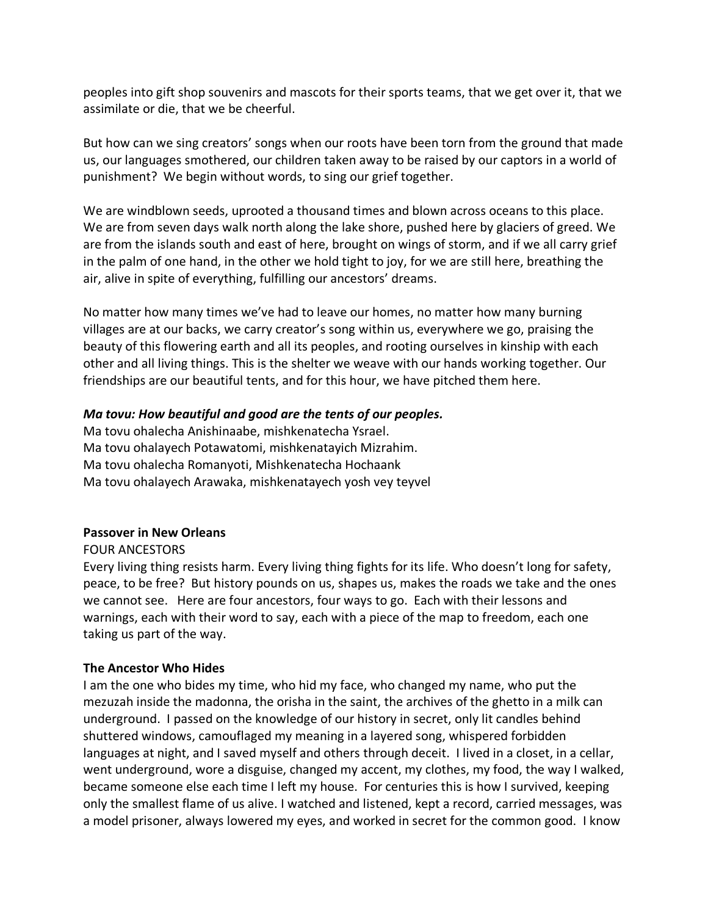peoples into gift shop souvenirs and mascots for their sports teams, that we get over it, that we assimilate or die, that we be cheerful.

But how can we sing creators' songs when our roots have been torn from the ground that made us, our languages smothered, our children taken away to be raised by our captors in a world of punishment? We begin without words, to sing our grief together.

We are windblown seeds, uprooted a thousand times and blown across oceans to this place. We are from seven days walk north along the lake shore, pushed here by glaciers of greed. We are from the islands south and east of here, brought on wings of storm, and if we all carry grief in the palm of one hand, in the other we hold tight to joy, for we are still here, breathing the air, alive in spite of everything, fulfilling our ancestors' dreams.

No matter how many times we've had to leave our homes, no matter how many burning villages are at our backs, we carry creator's song within us, everywhere we go, praising the beauty of this flowering earth and all its peoples, and rooting ourselves in kinship with each other and all living things. This is the shelter we weave with our hands working together. Our friendships are our beautiful tents, and for this hour, we have pitched them here.

***Ma tovu: How beautiful and good are the tents of our peoples.***

Ma tovu ohalecha Anishinaabe, mishkenatecha Ysrael.
Ma tovu ohalayech Potawatomi, mishkenatayich Mizrahim.
Ma tovu ohalecha Romanyoti, Mishkenatecha Hochaank
Ma tovu ohalayech Arawaka, mishkenatayech yosh vey teyvel

**Passover in New Orleans**

FOUR ANCESTORS

Every living thing resists harm. Every living thing fights for its life. Who doesn't long for safety, peace, to be free? But history pounds on us, shapes us, makes the roads we take and the ones we cannot see. Here are four ancestors, four ways to go. Each with their lessons and warnings, each with their word to say, each with a piece of the map to freedom, each one taking us part of the way.

**The Ancestor Who Hides**

I am the one who bides my time, who hid my face, who changed my name, who put the mezuzah inside the madonna, the orisha in the saint, the archives of the ghetto in a milk can underground. I passed on the knowledge of our history in secret, only lit candles behind shuttered windows, camouflaged my meaning in a layered song, whispered forbidden languages at night, and I saved myself and others through deceit. I lived in a closet, in a cellar, went underground, wore a disguise, changed my accent, my clothes, my food, the way I walked, became someone else each time I left my house. For centuries this is how I survived, keeping only the smallest flame of us alive. I watched and listened, kept a record, carried messages, was a model prisoner, always lowered my eyes, and worked in secret for the common good. I know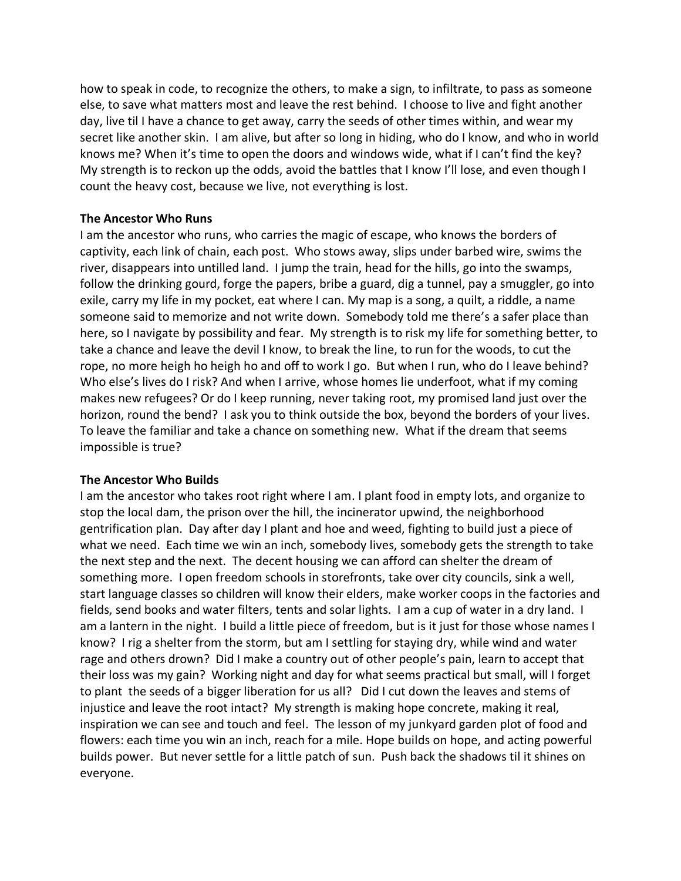how to speak in code, to recognize the others, to make a sign, to infiltrate, to pass as someone else, to save what matters most and leave the rest behind. I choose to live and fight another day, live til I have a chance to get away, carry the seeds of other times within, and wear my secret like another skin. I am alive, but after so long in hiding, who do I know, and who in world knows me? When it's time to open the doors and windows wide, what if I can't find the key? My strength is to reckon up the odds, avoid the battles that I know I'll lose, and even though I count the heavy cost, because we live, not everything is lost.

**The Ancestor Who Runs**

I am the ancestor who runs, who carries the magic of escape, who knows the borders of captivity, each link of chain, each post. Who stows away, slips under barbed wire, swims the river, disappears into untilled land. I jump the train, head for the hills, go into the swamps, follow the drinking gourd, forge the papers, bribe a guard, dig a tunnel, pay a smuggler, go into exile, carry my life in my pocket, eat where I can. My map is a song, a quilt, a riddle, a name someone said to memorize and not write down. Somebody told me there's a safer place than here, so I navigate by possibility and fear. My strength is to risk my life for something better, to take a chance and leave the devil I know, to break the line, to run for the woods, to cut the rope, no more heigh ho heigh ho and off to work I go. But when I run, who do I leave behind? Who else's lives do I risk? And when I arrive, whose homes lie underfoot, what if my coming makes new refugees? Or do I keep running, never taking root, my promised land just over the horizon, round the bend? I ask you to think outside the box, beyond the borders of your lives. To leave the familiar and take a chance on something new. What if the dream that seems impossible is true?

**The Ancestor Who Builds**

I am the ancestor who takes root right where I am. I plant food in empty lots, and organize to stop the local dam, the prison over the hill, the incinerator upwind, the neighborhood gentrification plan. Day after day I plant and hoe and weed, fighting to build just a piece of what we need. Each time we win an inch, somebody lives, somebody gets the strength to take the next step and the next. The decent housing we can afford can shelter the dream of something more. I open freedom schools in storefronts, take over city councils, sink a well, start language classes so children will know their elders, make worker coops in the factories and fields, send books and water filters, tents and solar lights. I am a cup of water in a dry land. I am a lantern in the night. I build a little piece of freedom, but is it just for those whose names I know? I rig a shelter from the storm, but am I settling for staying dry, while wind and water rage and others drown? Did I make a country out of other people's pain, learn to accept that their loss was my gain? Working night and day for what seems practical but small, will I forget to plant the seeds of a bigger liberation for us all? Did I cut down the leaves and stems of injustice and leave the root intact? My strength is making hope concrete, making it real, inspiration we can see and touch and feel. The lesson of my junkyard garden plot of food and flowers: each time you win an inch, reach for a mile. Hope builds on hope, and acting powerful builds power. But never settle for a little patch of sun. Push back the shadows til it shines on everyone.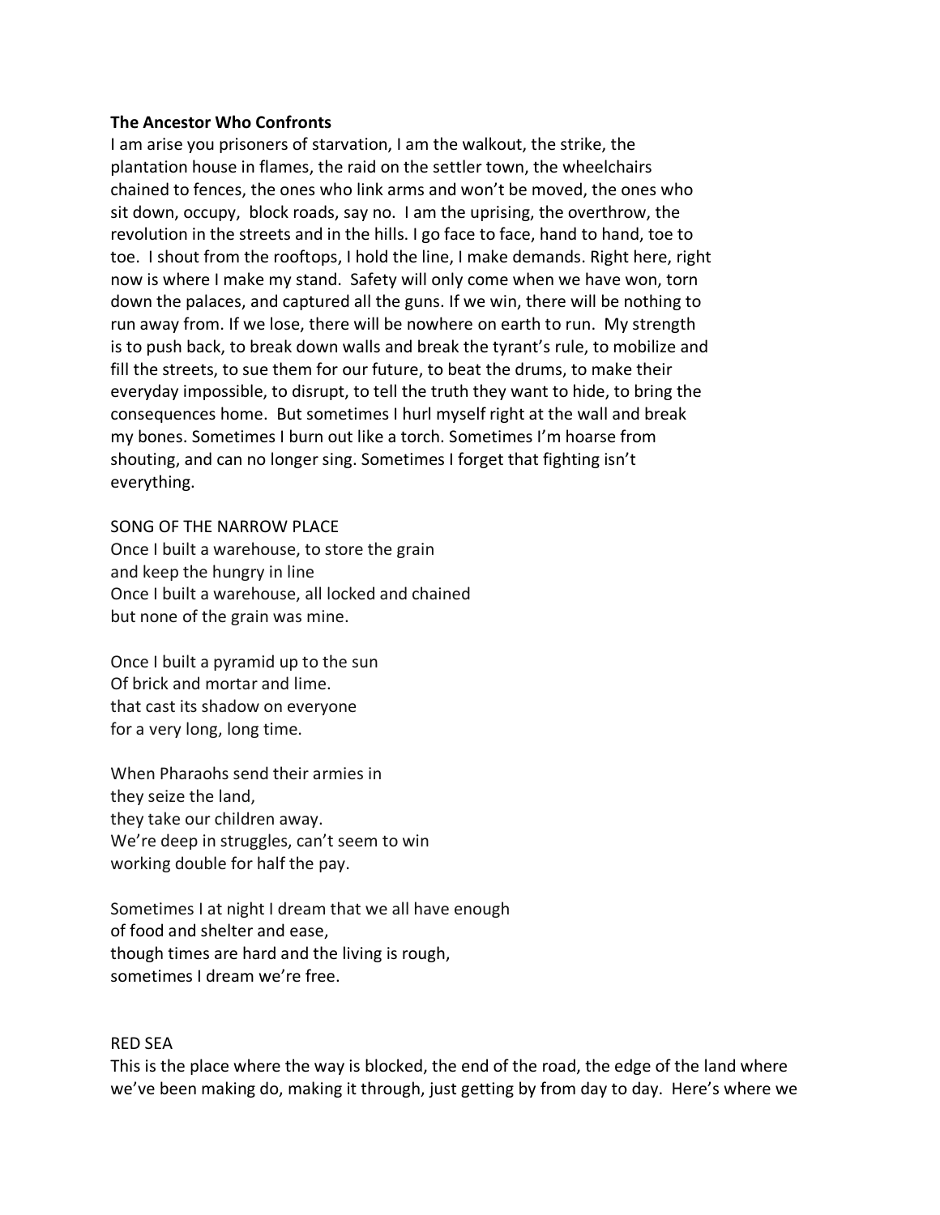**The Ancestor Who Confronts**

I am arise you prisoners of starvation, I am the walkout, the strike, the plantation house in flames, the raid on the settler town, the wheelchairs chained to fences, the ones who link arms and won't be moved, the ones who sit down, occupy, block roads, say no. I am the uprising, the overthrow, the revolution in the streets and in the hills. I go face to face, hand to hand, toe to toe. I shout from the rooftops, I hold the line, I make demands. Right here, right now is where I make my stand. Safety will only come when we have won, torn down the palaces, and captured all the guns. If we win, there will be nothing to run away from. If we lose, there will be nowhere on earth to run. My strength is to push back, to break down walls and break the tyrant's rule, to mobilize and fill the streets, to sue them for our future, to beat the drums, to make their everyday impossible, to disrupt, to tell the truth they want to hide, to bring the consequences home. But sometimes I hurl myself right at the wall and break my bones. Sometimes I burn out like a torch. Sometimes I'm hoarse from shouting, and can no longer sing. Sometimes I forget that fighting isn't everything.

SONG OF THE NARROW PLACE

Once I built a warehouse, to store the grain
and keep the hungry in line
Once I built a warehouse, all locked and chained
but none of the grain was mine.

Once I built a pyramid up to the sun
Of brick and mortar and lime.
that cast its shadow on everyone
for a very long, long time.

When Pharaohs send their armies in
they seize the land,
they take our children away.
We're deep in struggles, can't seem to win
working double for half the pay.

Sometimes I at night I dream that we all have enough
of food and shelter and ease,
though times are hard and the living is rough,
sometimes I dream we're free.

RED SEA

This is the place where the way is blocked, the end of the road, the edge of the land where we've been making do, making it through, just getting by from day to day. Here's where we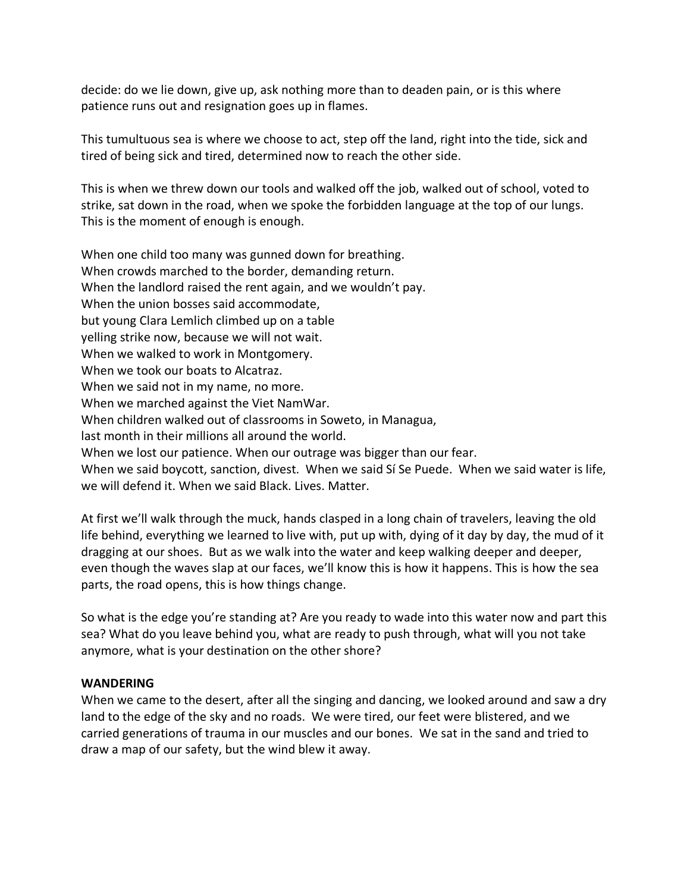decide: do we lie down, give up, ask nothing more than to deaden pain, or is this where patience runs out and resignation goes up in flames.

This tumultuous sea is where we choose to act, step off the land, right into the tide, sick and tired of being sick and tired, determined now to reach the other side.

This is when we threw down our tools and walked off the job, walked out of school, voted to strike, sat down in the road, when we spoke the forbidden language at the top of our lungs. This is the moment of enough is enough.

When one child too many was gunned down for breathing.  
When crowds marched to the border, demanding return.  
When the landlord raised the rent again, and we wouldn't pay.  
When the union bosses said accommodate,  
but young Clara Lemlich climbed up on a table  
yelling strike now, because we will not wait.  
When we walked to work in Montgomery.  
When we took our boats to Alcatraz.  
When we said not in my name, no more.  
When we marched against the Viet NamWar.  
When children walked out of classrooms in Soweto, in Managua,  
last month in their millions all around the world.  
When we lost our patience. When our outrage was bigger than our fear.  
When we said boycott, sanction, divest. When we said Sí Se Puede. When we said water is life, we will defend it. When we said Black. Lives. Matter.

At first we'll walk through the muck, hands clasped in a long chain of travelers, leaving the old life behind, everything we learned to live with, put up with, dying of it day by day, the mud of it dragging at our shoes. But as we walk into the water and keep walking deeper and deeper, even though the waves slap at our faces, we'll know this is how it happens. This is how the sea parts, the road opens, this is how things change.

So what is the edge you're standing at? Are you ready to wade into this water now and part this sea? What do you leave behind you, what are ready to push through, what will you not take anymore, what is your destination on the other shore?

**WANDERING**

When we came to the desert, after all the singing and dancing, we looked around and saw a dry land to the edge of the sky and no roads. We were tired, our feet were blistered, and we carried generations of trauma in our muscles and our bones. We sat in the sand and tried to draw a map of our safety, but the wind blew it away.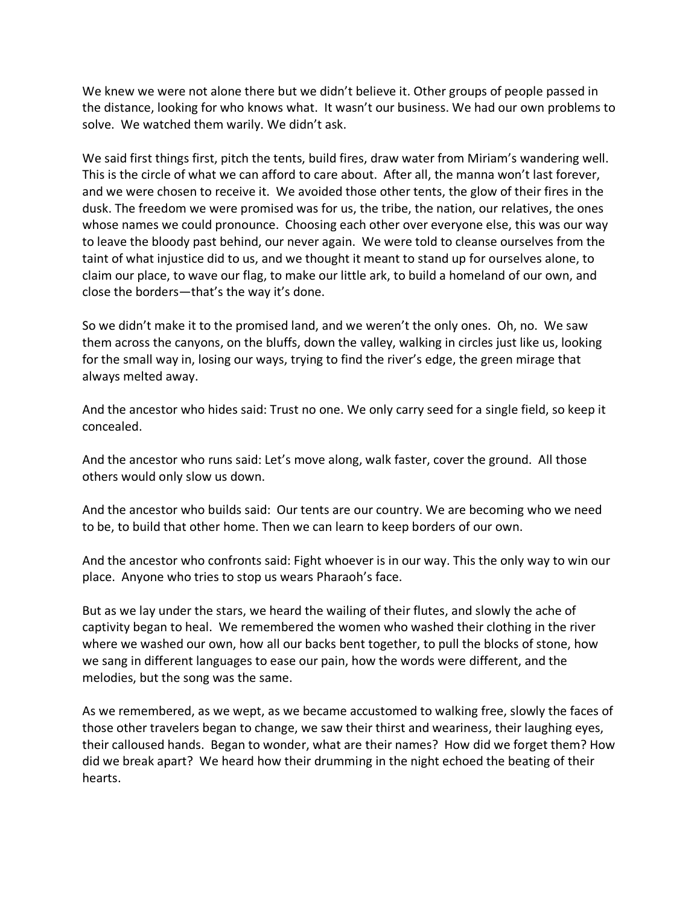We knew we were not alone there but we didn't believe it. Other groups of people passed in the distance, looking for who knows what. It wasn't our business. We had our own problems to solve. We watched them warily. We didn't ask.

We said first things first, pitch the tents, build fires, draw water from Miriam's wandering well. This is the circle of what we can afford to care about. After all, the manna won't last forever, and we were chosen to receive it. We avoided those other tents, the glow of their fires in the dusk. The freedom we were promised was for us, the tribe, the nation, our relatives, the ones whose names we could pronounce. Choosing each other over everyone else, this was our way to leave the bloody past behind, our never again. We were told to cleanse ourselves from the taint of what injustice did to us, and we thought it meant to stand up for ourselves alone, to claim our place, to wave our flag, to make our little ark, to build a homeland of our own, and close the borders—that's the way it's done.

So we didn't make it to the promised land, and we weren't the only ones. Oh, no. We saw them across the canyons, on the bluffs, down the valley, walking in circles just like us, looking for the small way in, losing our ways, trying to find the river's edge, the green mirage that always melted away.

And the ancestor who hides said: Trust no one. We only carry seed for a single field, so keep it concealed.

And the ancestor who runs said: Let's move along, walk faster, cover the ground. All those others would only slow us down.

And the ancestor who builds said: Our tents are our country. We are becoming who we need to be, to build that other home. Then we can learn to keep borders of our own.

And the ancestor who confronts said: Fight whoever is in our way. This the only way to win our place. Anyone who tries to stop us wears Pharaoh's face.

But as we lay under the stars, we heard the wailing of their flutes, and slowly the ache of captivity began to heal. We remembered the women who washed their clothing in the river where we washed our own, how all our backs bent together, to pull the blocks of stone, how we sang in different languages to ease our pain, how the words were different, and the melodies, but the song was the same.

As we remembered, as we wept, as we became accustomed to walking free, slowly the faces of those other travelers began to change, we saw their thirst and weariness, their laughing eyes, their calloused hands. Began to wonder, what are their names? How did we forget them? How did we break apart? We heard how their drumming in the night echoed the beating of their hearts.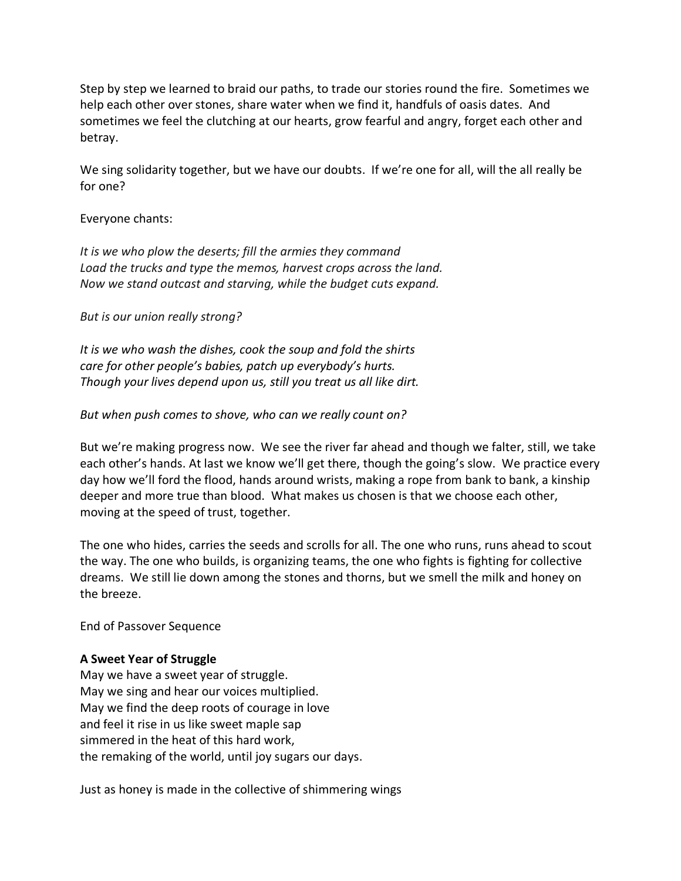Step by step we learned to braid our paths, to trade our stories round the fire. Sometimes we help each other over stones, share water when we find it, handfuls of oasis dates. And sometimes we feel the clutching at our hearts, grow fearful and angry, forget each other and betray.

We sing solidarity together, but we have our doubts. If we're one for all, will the all really be for one?

Everyone chants:

*It is we who plow the deserts; fill the armies they command*
*Load the trucks and type the memos, harvest crops across the land.*
*Now we stand outcast and starving, while the budget cuts expand.*

*But is our union really strong?*

*It is we who wash the dishes, cook the soup and fold the shirts*
*care for other people's babies, patch up everybody's hurts.*
*Though your lives depend upon us, still you treat us all like dirt.*

*But when push comes to shove, who can we really count on?*

But we're making progress now. We see the river far ahead and though we falter, still, we take each other's hands. At last we know we'll get there, though the going's slow. We practice every day how we'll ford the flood, hands around wrists, making a rope from bank to bank, a kinship deeper and more true than blood. What makes us chosen is that we choose each other, moving at the speed of trust, together.

The one who hides, carries the seeds and scrolls for all. The one who runs, runs ahead to scout the way. The one who builds, is organizing teams, the one who fights is fighting for collective dreams. We still lie down among the stones and thorns, but we smell the milk and honey on the breeze.

End of Passover Sequence

**A Sweet Year of Struggle**
May we have a sweet year of struggle.
May we sing and hear our voices multiplied.
May we find the deep roots of courage in love
and feel it rise in us like sweet maple sap
simmered in the heat of this hard work,
the remaking of the world, until joy sugars our days.

Just as honey is made in the collective of shimmering wings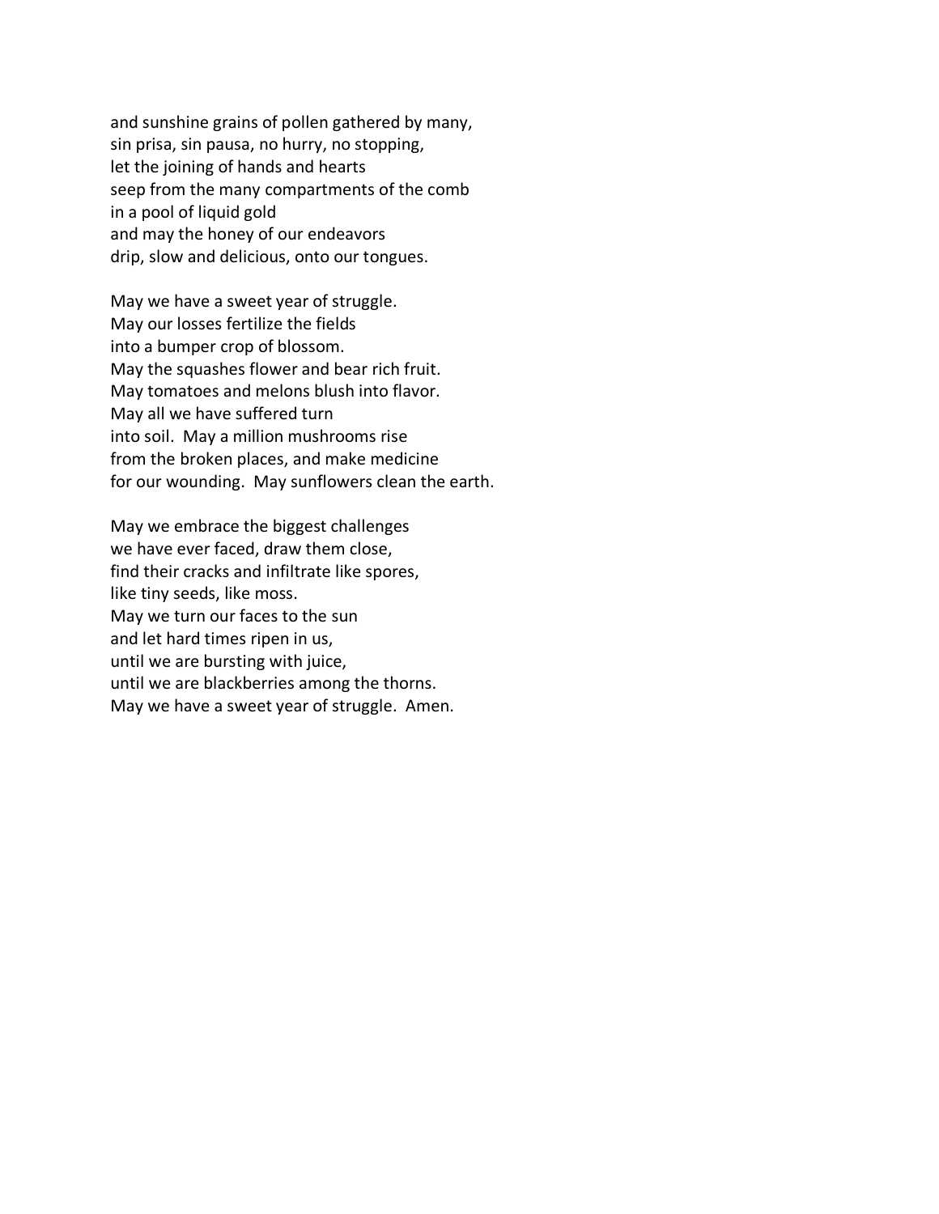and sunshine grains of pollen gathered by many,
sin prisa, sin pausa, no hurry, no stopping,
let the joining of hands and hearts
seep from the many compartments of the comb
in a pool of liquid gold
and may the honey of our endeavors
drip, slow and delicious, onto our tongues.

May we have a sweet year of struggle.
May our losses fertilize the fields
into a bumper crop of blossom.
May the squashes flower and bear rich fruit.
May tomatoes and melons blush into flavor.
May all we have suffered turn
into soil. May a million mushrooms rise
from the broken places, and make medicine
for our wounding. May sunflowers clean the earth.

May we embrace the biggest challenges
we have ever faced, draw them close,
find their cracks and infiltrate like spores,
like tiny seeds, like moss.
May we turn our faces to the sun
and let hard times ripen in us,
until we are bursting with juice,
until we are blackberries among the thorns.
May we have a sweet year of struggle. Amen.